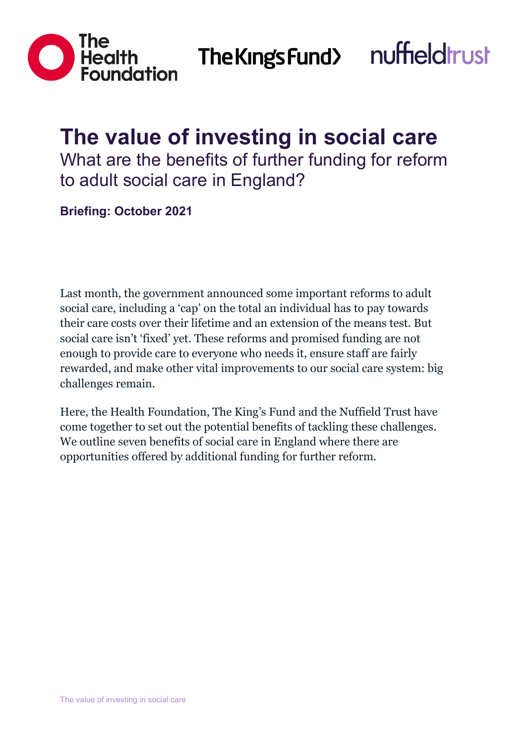# The value of investing in social care

## What are the benefits of further funding for reform to adult social care in England?

**Briefing: October 2021**

Last month, the government announced some important reforms to adult social care, including a 'cap' on the total an individual has to pay towards their care costs over their lifetime and an extension of the means test. But social care isn't 'fixed' yet. These reforms and promised funding are not enough to provide care to everyone who needs it, ensure staff are fairly rewarded, and make other vital improvements to our social care system: big challenges remain.

Here, the Health Foundation, The King's Fund and the Nuffield Trust have come together to set out the potential benefits of tackling these challenges. We outline seven benefits of social care in England where there are opportunities offered by additional funding for further reform.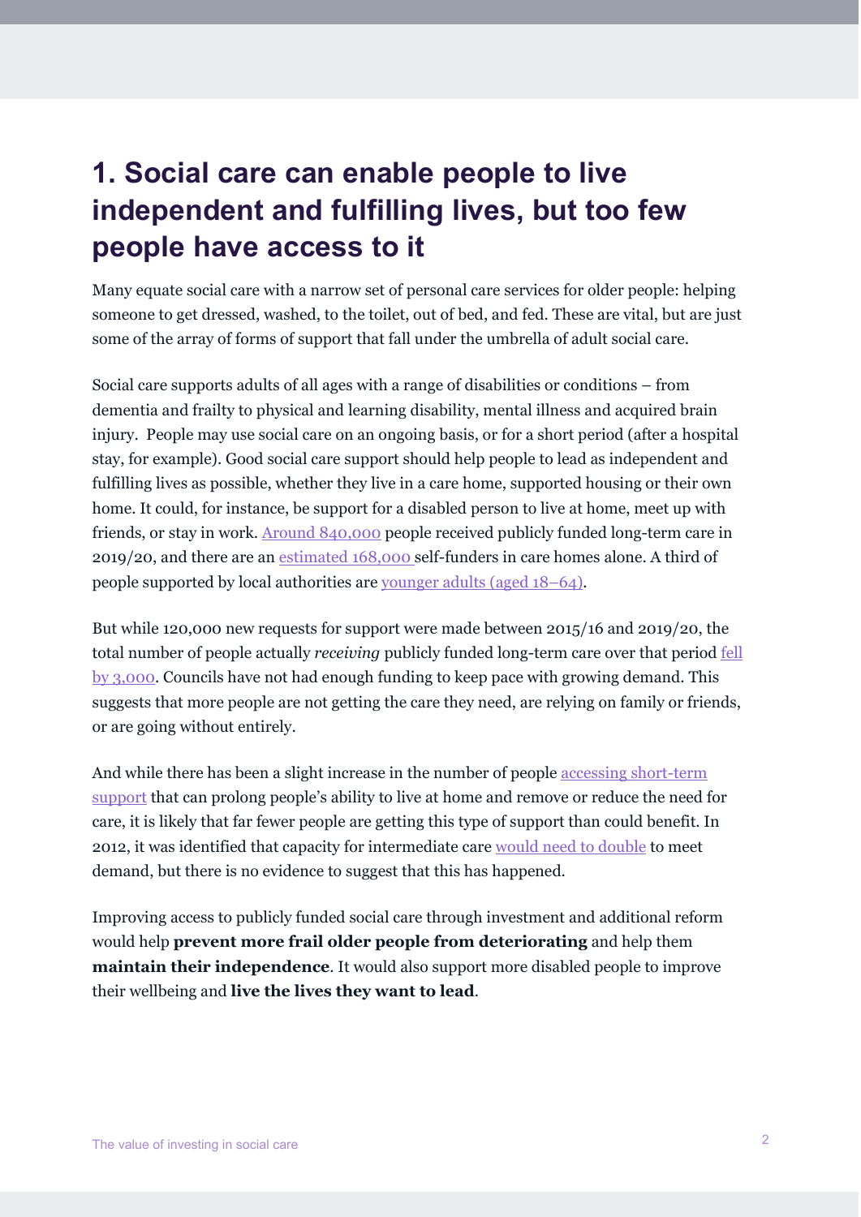# 1. Social care can enable people to live independent and fulfilling lives, but too few people have access to it

Many equate social care with a narrow set of personal care services for older people: helping someone to get dressed, washed, to the toilet, out of bed, and fed. These are vital, but are just some of the array of forms of support that fall under the umbrella of adult social care.

Social care supports adults of all ages with a range of disabilities or conditions – from dementia and frailty to physical and learning disability, mental illness and acquired brain injury. People may use social care on an ongoing basis, or for a short period (after a hospital stay, for example). Good social care support should help people to lead as independent and fulfilling lives as possible, whether they live in a care home, supported housing or their own home. It could, for instance, be support for a disabled person to live at home, meet up with friends, or stay in work. Around 840,000 people received publicly funded long-term care in 2019/20, and there are an estimated 168,000 self-funders in care homes alone. A third of people supported by local authorities are younger adults (aged 18–64).

But while 120,000 new requests for support were made between 2015/16 and 2019/20, the total number of people actually *receiving* publicly funded long-term care over that period fell by 3,000. Councils have not had enough funding to keep pace with growing demand. This suggests that more people are not getting the care they need, are relying on family or friends, or are going without entirely.

And while there has been a slight increase in the number of people accessing short-term support that can prolong people's ability to live at home and remove or reduce the need for care, it is likely that far fewer people are getting this type of support than could benefit. In 2012, it was identified that capacity for intermediate care would need to double to meet demand, but there is no evidence to suggest that this has happened.

Improving access to publicly funded social care through investment and additional reform would help **prevent more frail older people from deteriorating** and help them **maintain their independence**. It would also support more disabled people to improve their wellbeing and **live the lives they want to lead**.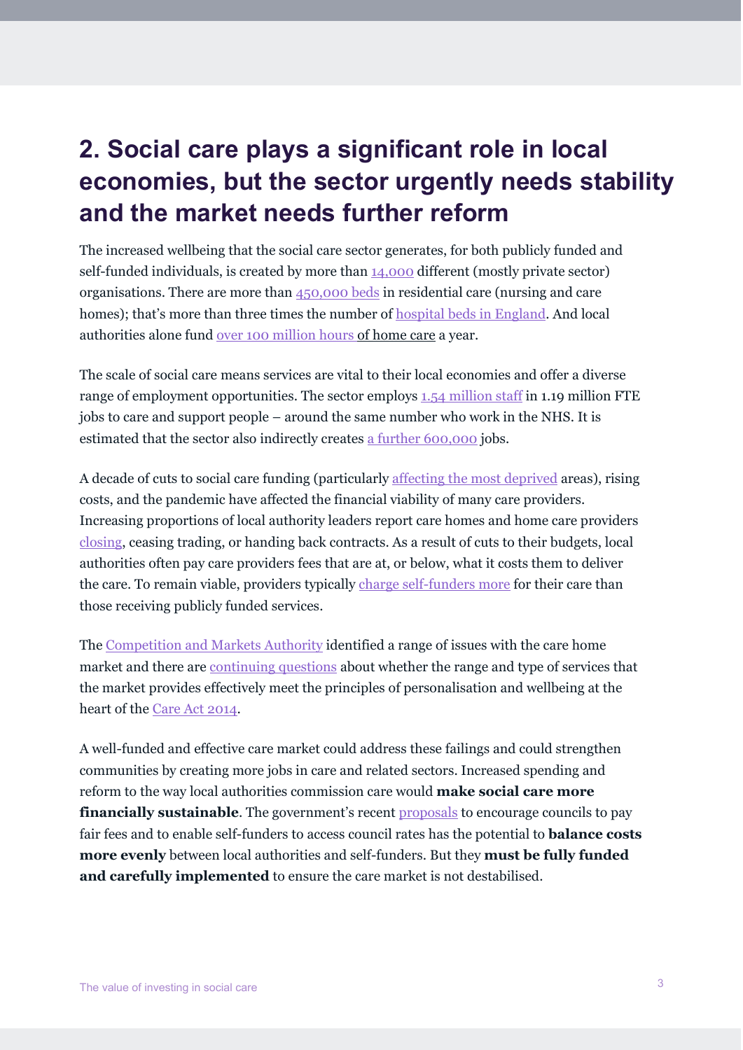## 2. Social care plays a significant role in local economies, but the sector urgently needs stability and the market needs further reform

The increased wellbeing that the social care sector generates, for both publicly funded and self-funded individuals, is created by more than 14,000 different (mostly private sector) organisations. There are more than 450,000 beds in residential care (nursing and care homes); that's more than three times the number of hospital beds in England. And local authorities alone fund over 100 million hours of home care a year.

The scale of social care means services are vital to their local economies and offer a diverse range of employment opportunities. The sector employs 1.54 million staff in 1.19 million FTE jobs to care and support people – around the same number who work in the NHS. It is estimated that the sector also indirectly creates a further 600,000 jobs.

A decade of cuts to social care funding (particularly affecting the most deprived areas), rising costs, and the pandemic have affected the financial viability of many care providers. Increasing proportions of local authority leaders report care homes and home care providers closing, ceasing trading, or handing back contracts. As a result of cuts to their budgets, local authorities often pay care providers fees that are at, or below, what it costs them to deliver the care. To remain viable, providers typically charge self-funders more for their care than those receiving publicly funded services.

The Competition and Markets Authority identified a range of issues with the care home market and there are continuing questions about whether the range and type of services that the market provides effectively meet the principles of personalisation and wellbeing at the heart of the Care Act 2014.

A well-funded and effective care market could address these failings and could strengthen communities by creating more jobs in care and related sectors. Increased spending and reform to the way local authorities commission care would **make social care more financially sustainable**. The government's recent proposals to encourage councils to pay fair fees and to enable self-funders to access council rates has the potential to **balance costs more evenly** between local authorities and self-funders. But they **must be fully funded and carefully implemented** to ensure the care market is not destabilised.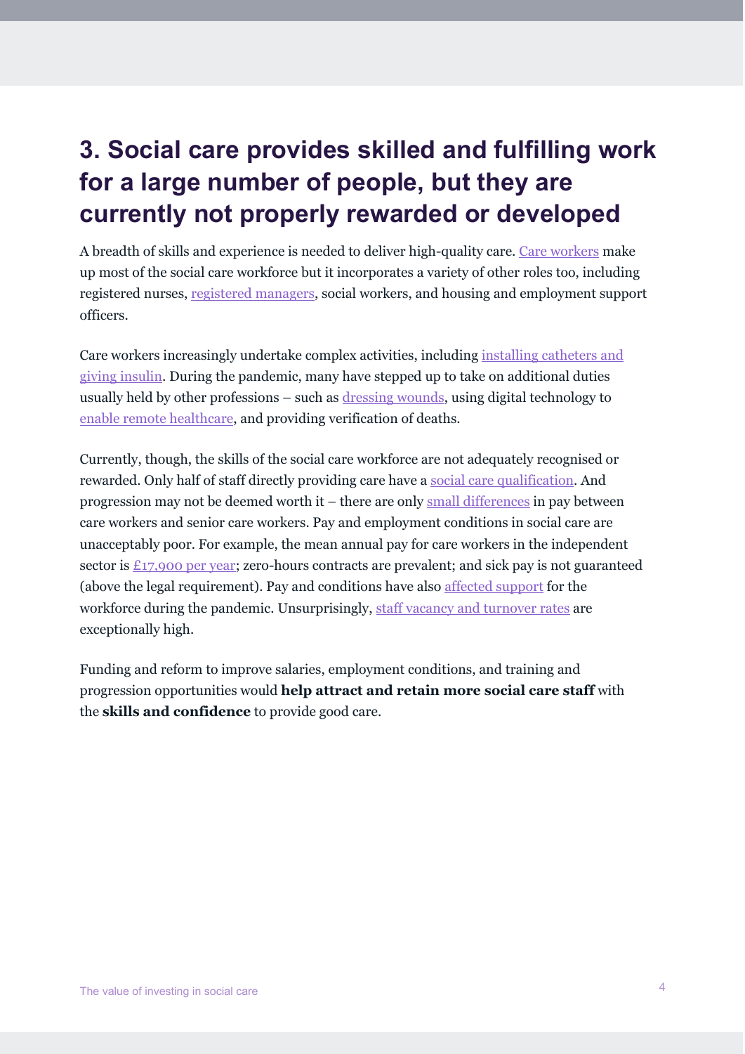## 3. Social care provides skilled and fulfilling work for a large number of people, but they are currently not properly rewarded or developed

A breadth of skills and experience is needed to deliver high-quality care. Care workers make up most of the social care workforce but it incorporates a variety of other roles too, including registered nurses, registered managers, social workers, and housing and employment support officers.

Care workers increasingly undertake complex activities, including installing catheters and giving insulin. During the pandemic, many have stepped up to take on additional duties usually held by other professions – such as dressing wounds, using digital technology to enable remote healthcare, and providing verification of deaths.

Currently, though, the skills of the social care workforce are not adequately recognised or rewarded. Only half of staff directly providing care have a social care qualification. And progression may not be deemed worth it – there are only small differences in pay between care workers and senior care workers. Pay and employment conditions in social care are unacceptably poor. For example, the mean annual pay for care workers in the independent sector is £17,900 per year; zero-hours contracts are prevalent; and sick pay is not guaranteed (above the legal requirement). Pay and conditions have also affected support for the workforce during the pandemic. Unsurprisingly, staff vacancy and turnover rates are exceptionally high.

Funding and reform to improve salaries, employment conditions, and training and progression opportunities would **help attract and retain more social care staff** with the **skills and confidence** to provide good care.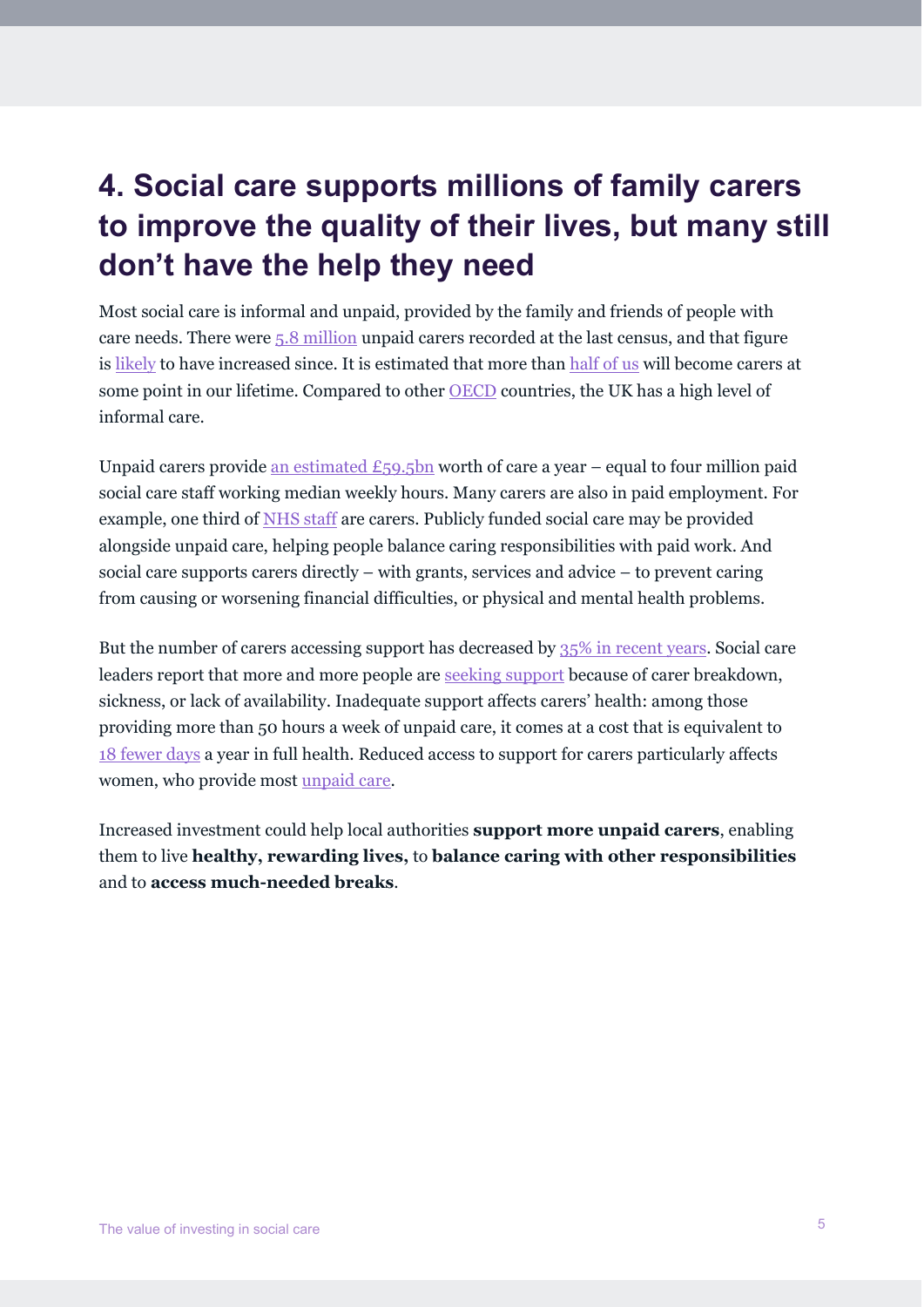## 4. Social care supports millions of family carers to improve the quality of their lives, but many still don't have the help they need

Most social care is informal and unpaid, provided by the family and friends of people with care needs. There were 5.8 million unpaid carers recorded at the last census, and that figure is likely to have increased since. It is estimated that more than half of us will become carers at some point in our lifetime. Compared to other OECD countries, the UK has a high level of informal care.

Unpaid carers provide an estimated £59.5bn worth of care a year – equal to four million paid social care staff working median weekly hours. Many carers are also in paid employment. For example, one third of NHS staff are carers. Publicly funded social care may be provided alongside unpaid care, helping people balance caring responsibilities with paid work. And social care supports carers directly – with grants, services and advice – to prevent caring from causing or worsening financial difficulties, or physical and mental health problems.

But the number of carers accessing support has decreased by 35% in recent years. Social care leaders report that more and more people are seeking support because of carer breakdown, sickness, or lack of availability. Inadequate support affects carers' health: among those providing more than 50 hours a week of unpaid care, it comes at a cost that is equivalent to 18 fewer days a year in full health. Reduced access to support for carers particularly affects women, who provide most unpaid care.

Increased investment could help local authorities **support more unpaid carers**, enabling them to live **healthy, rewarding lives,** to **balance caring with other responsibilities** and to **access much-needed breaks**.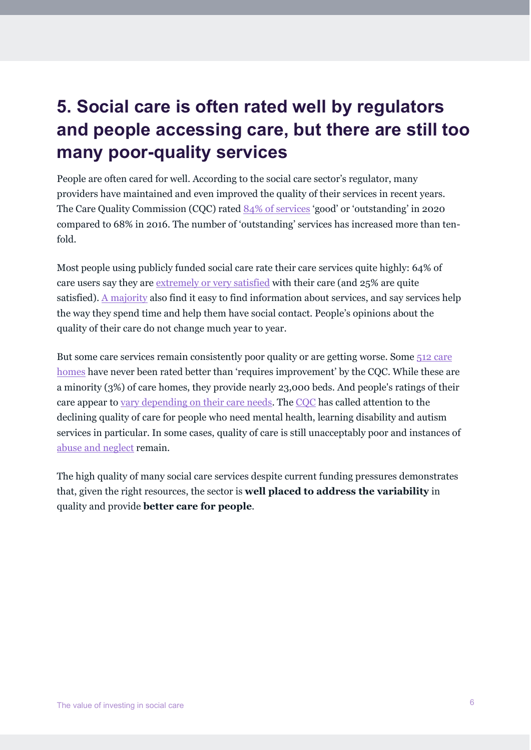## 5. Social care is often rated well by regulators and people accessing care, but there are still too many poor-quality services

People are often cared for well. According to the social care sector's regulator, many providers have maintained and even improved the quality of their services in recent years. The Care Quality Commission (CQC) rated 84% of services 'good' or 'outstanding' in 2020 compared to 68% in 2016. The number of 'outstanding' services has increased more than ten-fold.

Most people using publicly funded social care rate their care services quite highly: 64% of care users say they are extremely or very satisfied with their care (and 25% are quite satisfied). A majority also find it easy to find information about services, and say services help the way they spend time and help them have social contact. People's opinions about the quality of their care do not change much year to year.

But some care services remain consistently poor quality or are getting worse. Some 512 care homes have never been rated better than 'requires improvement' by the CQC. While these are a minority (3%) of care homes, they provide nearly 23,000 beds. And people's ratings of their care appear to vary depending on their care needs. The CQC has called attention to the declining quality of care for people who need mental health, learning disability and autism services in particular. In some cases, quality of care is still unacceptably poor and instances of abuse and neglect remain.

The high quality of many social care services despite current funding pressures demonstrates that, given the right resources, the sector is **well placed to address the variability** in quality and provide **better care for people**.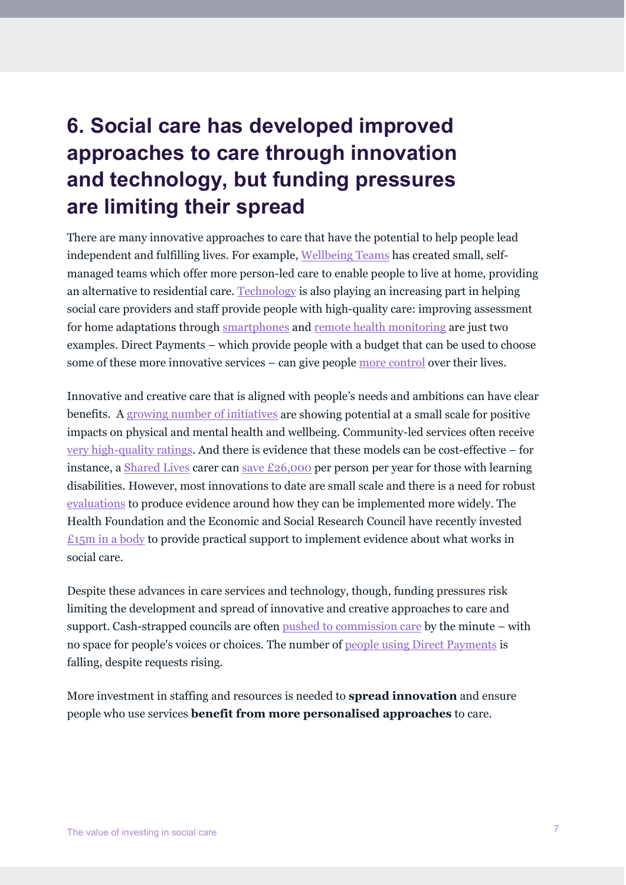# 6. Social care has developed improved approaches to care through innovation and technology, but funding pressures are limiting their spread

There are many innovative approaches to care that have the potential to help people lead independent and fulfilling lives. For example, Wellbeing Teams has created small, self-managed teams which offer more person-led care to enable people to live at home, providing an alternative to residential care. Technology is also playing an increasing part in helping social care providers and staff provide people with high-quality care: improving assessment for home adaptations through smartphones and remote health monitoring are just two examples. Direct Payments – which provide people with a budget that can be used to choose some of these more innovative services – can give people more control over their lives.

Innovative and creative care that is aligned with people's needs and ambitions can have clear benefits. A growing number of initiatives are showing potential at a small scale for positive impacts on physical and mental health and wellbeing. Community-led services often receive very high-quality ratings. And there is evidence that these models can be cost-effective – for instance, a Shared Lives carer can save £26,000 per person per year for those with learning disabilities. However, most innovations to date are small scale and there is a need for robust evaluations to produce evidence around how they can be implemented more widely. The Health Foundation and the Economic and Social Research Council have recently invested £15m in a body to provide practical support to implement evidence about what works in social care.

Despite these advances in care services and technology, though, funding pressures risk limiting the development and spread of innovative and creative approaches to care and support. Cash-strapped councils are often pushed to commission care by the minute – with no space for people's voices or choices. The number of people using Direct Payments is falling, despite requests rising.

More investment in staffing and resources is needed to **spread innovation** and ensure people who use services **benefit from more personalised approaches** to care.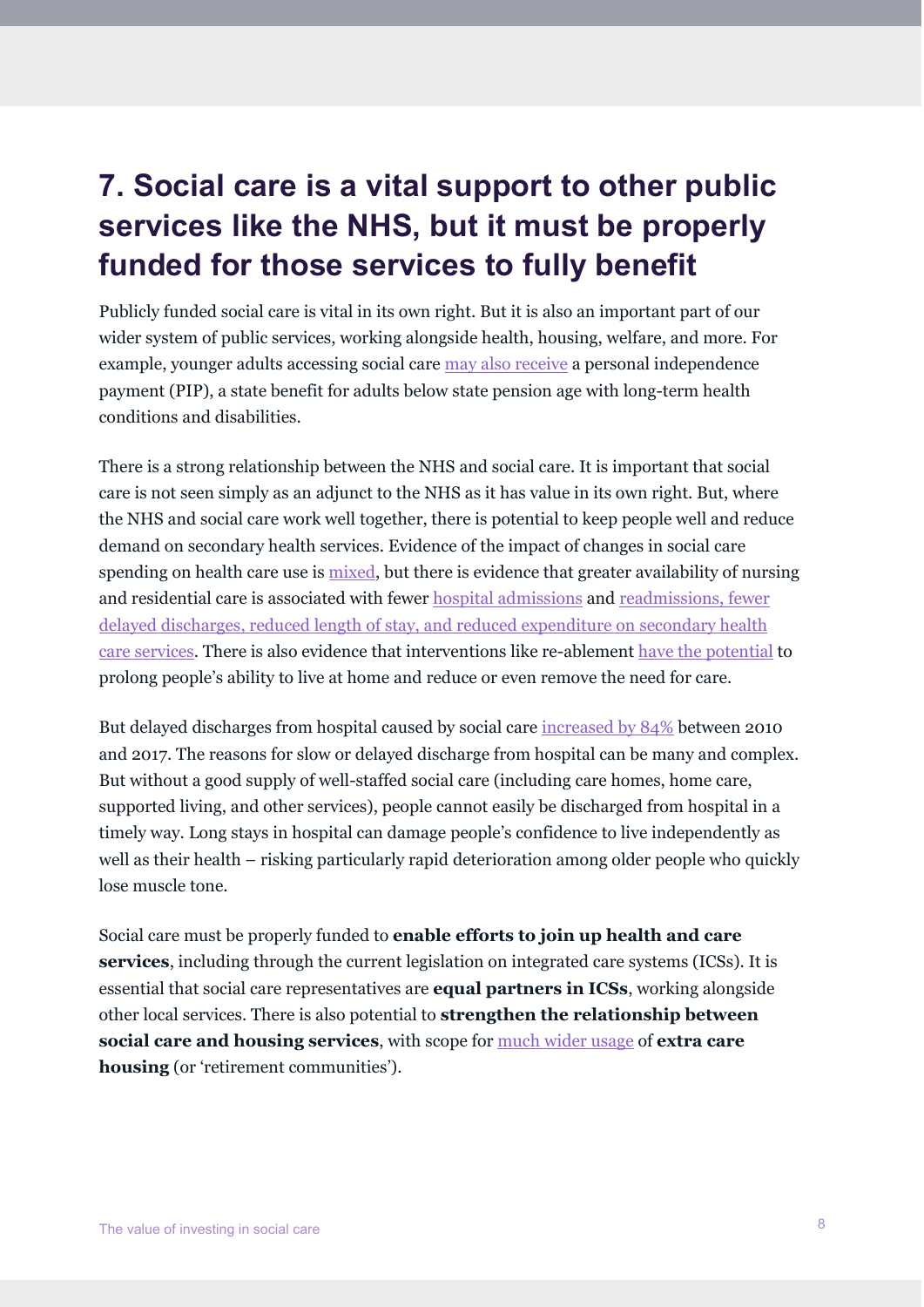## 7. Social care is a vital support to other public services like the NHS, but it must be properly funded for those services to fully benefit

Publicly funded social care is vital in its own right. But it is also an important part of our wider system of public services, working alongside health, housing, welfare, and more. For example, younger adults accessing social care may also receive a personal independence payment (PIP), a state benefit for adults below state pension age with long-term health conditions and disabilities.

There is a strong relationship between the NHS and social care. It is important that social care is not seen simply as an adjunct to the NHS as it has value in its own right. But, where the NHS and social care work well together, there is potential to keep people well and reduce demand on secondary health services. Evidence of the impact of changes in social care spending on health care use is mixed, but there is evidence that greater availability of nursing and residential care is associated with fewer hospital admissions and readmissions, fewer delayed discharges, reduced length of stay, and reduced expenditure on secondary health care services. There is also evidence that interventions like re-ablement have the potential to prolong people's ability to live at home and reduce or even remove the need for care.

But delayed discharges from hospital caused by social care increased by 84% between 2010 and 2017. The reasons for slow or delayed discharge from hospital can be many and complex. But without a good supply of well-staffed social care (including care homes, home care, supported living, and other services), people cannot easily be discharged from hospital in a timely way. Long stays in hospital can damage people's confidence to live independently as well as their health – risking particularly rapid deterioration among older people who quickly lose muscle tone.

Social care must be properly funded to **enable efforts to join up health and care services**, including through the current legislation on integrated care systems (ICSs). It is essential that social care representatives are **equal partners in ICSs**, working alongside other local services. There is also potential to **strengthen the relationship between social care and housing services**, with scope for much wider usage of **extra care housing** (or 'retirement communities').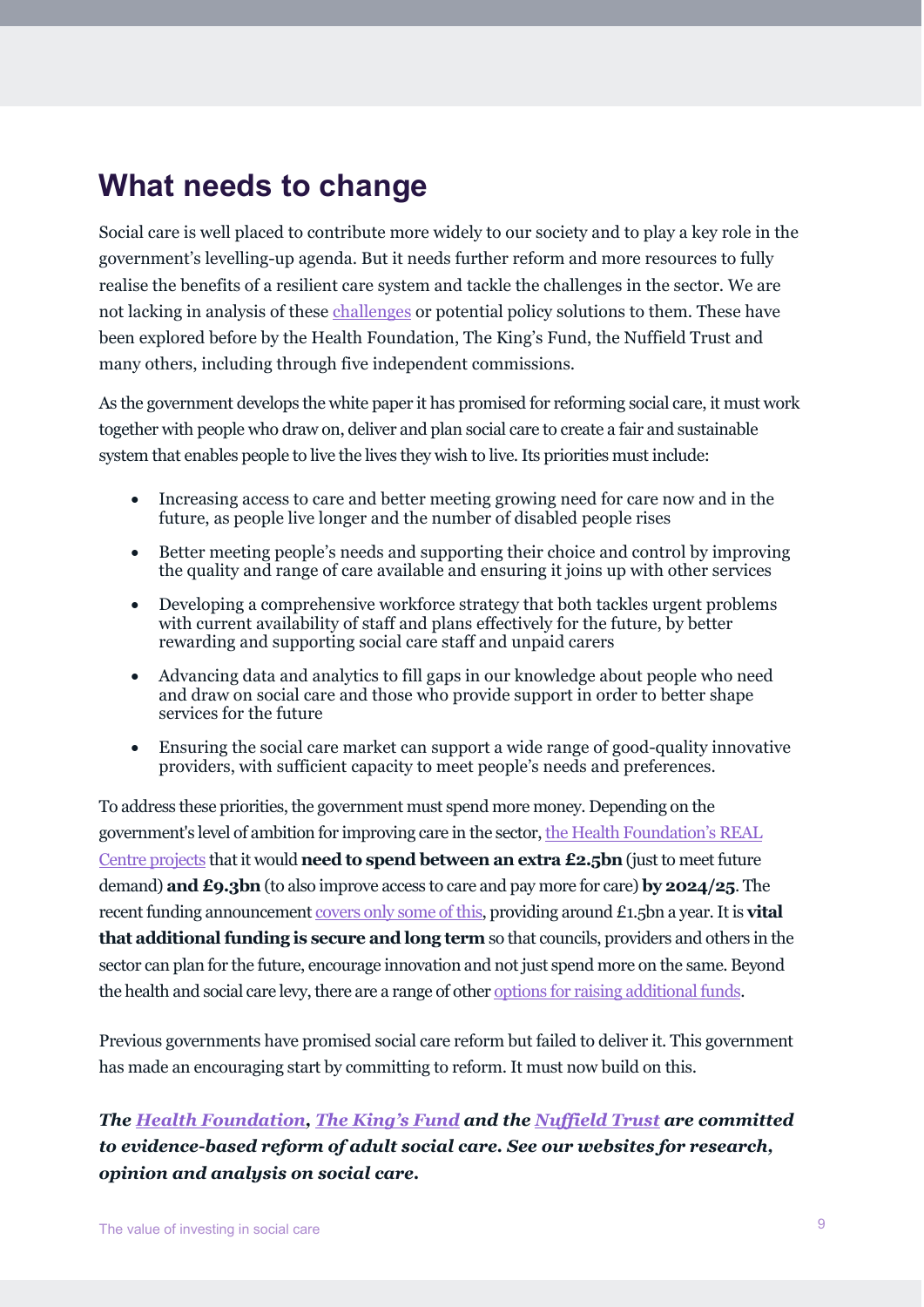# What needs to change

Social care is well placed to contribute more widely to our society and to play a key role in the government's levelling-up agenda. But it needs further reform and more resources to fully realise the benefits of a resilient care system and tackle the challenges in the sector. We are not lacking in analysis of these challenges or potential policy solutions to them. These have been explored before by the Health Foundation, The King's Fund, the Nuffield Trust and many others, including through five independent commissions.

As the government develops the white paper it has promised for reforming social care, it must work together with people who draw on, deliver and plan social care to create a fair and sustainable system that enables people to live the lives they wish to live. Its priorities must include:

- Increasing access to care and better meeting growing need for care now and in the future, as people live longer and the number of disabled people rises
- Better meeting people's needs and supporting their choice and control by improving the quality and range of care available and ensuring it joins up with other services
- Developing a comprehensive workforce strategy that both tackles urgent problems with current availability of staff and plans effectively for the future, by better rewarding and supporting social care staff and unpaid carers
- Advancing data and analytics to fill gaps in our knowledge about people who need and draw on social care and those who provide support in order to better shape services for the future
- Ensuring the social care market can support a wide range of good-quality innovative providers, with sufficient capacity to meet people's needs and preferences.

To address these priorities, the government must spend more money. Depending on the government's level of ambition for improving care in the sector, the Health Foundation's REAL Centre projects that it would **need to spend between an extra £2.5bn** (just to meet future demand) **and £9.3bn** (to also improve access to care and pay more for care) **by 2024/25**. The recent funding announcement covers only some of this, providing around £1.5bn a year. It is **vital that additional funding is secure and long term** so that councils, providers and others in the sector can plan for the future, encourage innovation and not just spend more on the same. Beyond the health and social care levy, there are a range of other options for raising additional funds.

Previous governments have promised social care reform but failed to deliver it. This government has made an encouraging start by committing to reform. It must now build on this.

***The Health Foundation, The King's Fund and the Nuffield Trust are committed to evidence-based reform of adult social care. See our websites for research, opinion and analysis on social care.***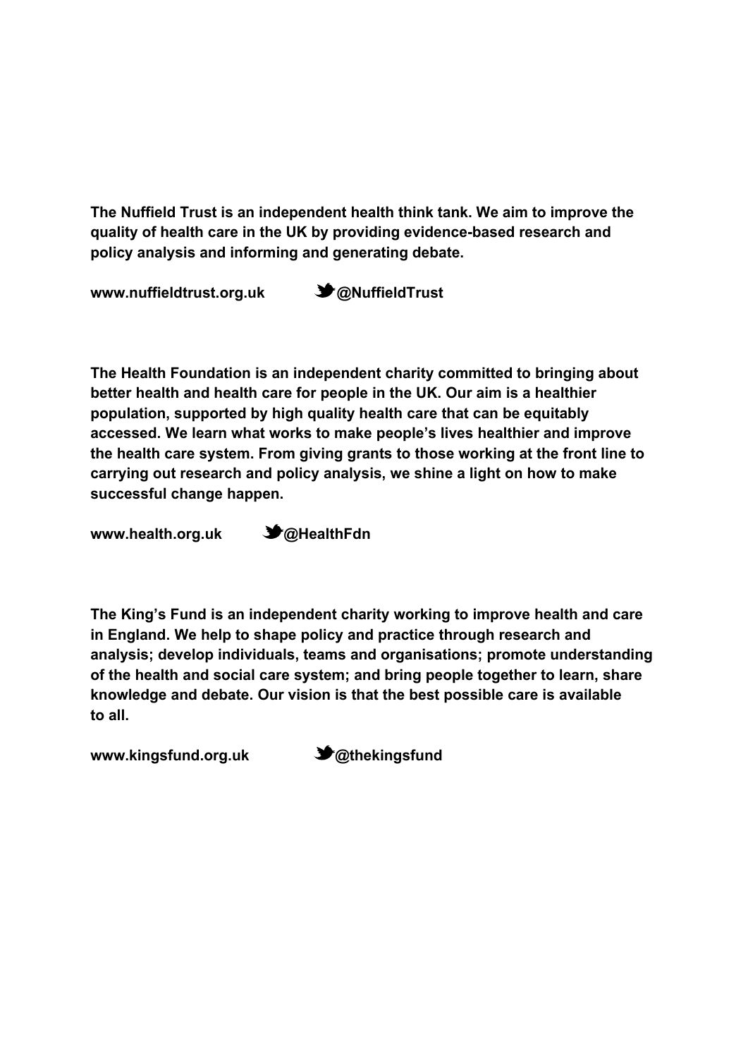**The Nuffield Trust is an independent health think tank. We aim to improve the quality of health care in the UK by providing evidence-based research and policy analysis and informing and generating debate.**

**www.nuffieldtrust.org.uk @NuffieldTrust**

**The Health Foundation is an independent charity committed to bringing about better health and health care for people in the UK. Our aim is a healthier population, supported by high quality health care that can be equitably accessed. We learn what works to make people's lives healthier and improve the health care system. From giving grants to those working at the front line to carrying out research and policy analysis, we shine a light on how to make successful change happen.**

**www.health.org.uk @HealthFdn**

**The King's Fund is an independent charity working to improve health and care in England. We help to shape policy and practice through research and analysis; develop individuals, teams and organisations; promote understanding of the health and social care system; and bring people together to learn, share knowledge and debate. Our vision is that the best possible care is available to all.**

**www.kingsfund.org.uk @thekingsfund**